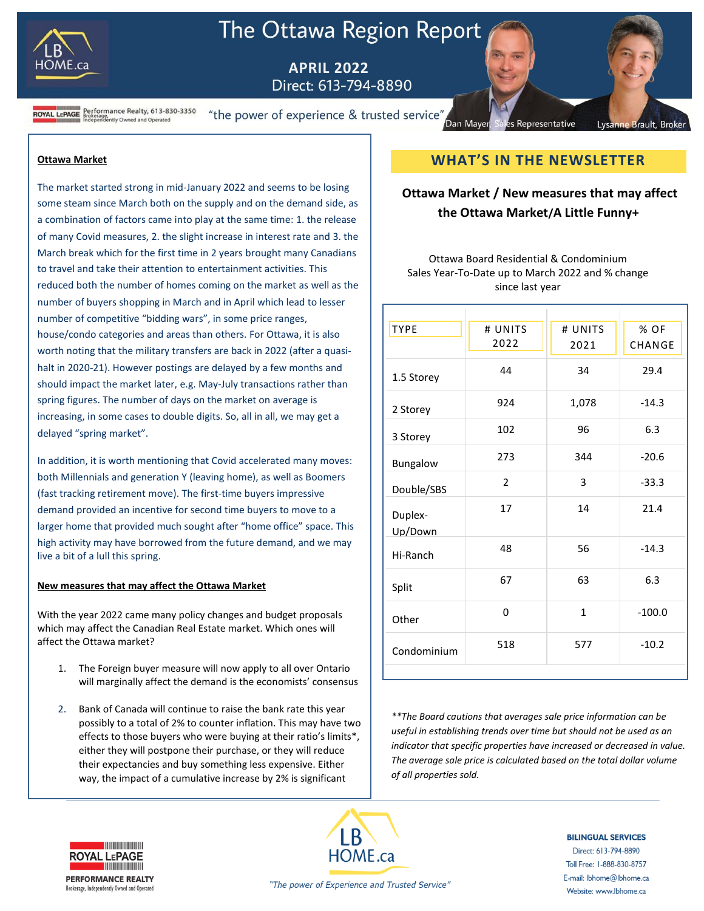# The Ottawa Region Report

**APRIL 2022**
Direct: 613-794-8890

ROYAL LePAGE Performance Realty, 613-830-3350 Brokerage, Independently Owned and Operated

"the power of experience & trusted service"

Dan Mayer, Sales Representative — Lysanne Brault, Broker

## WHAT'S IN THE NEWSLETTER

**Ottawa Market / New measures that may affect the Ottawa Market/A Little Funny+**

### Ottawa Market

The market started strong in mid-January 2022 and seems to be losing some steam since March both on the supply and on the demand side, as a combination of factors came into play at the same time: 1. the release of many Covid measures, 2. the slight increase in interest rate and 3. the March break which for the first time in 2 years brought many Canadians to travel and take their attention to entertainment activities. This reduced both the number of homes coming on the market as well as the number of buyers shopping in March and in April which lead to lesser number of competitive "bidding wars", in some price ranges, house/condo categories and areas than others. For Ottawa, it is also worth noting that the military transfers are back in 2022 (after a quasi-halt in 2020-21). However postings are delayed by a few months and should impact the market later, e.g. May-July transactions rather than spring figures. The number of days on the market on average is increasing, in some cases to double digits. So, all in all, we may get a delayed "spring market".

In addition, it is worth mentioning that Covid accelerated many moves: both Millennials and generation Y (leaving home), as well as Boomers (fast tracking retirement move). The first-time buyers impressive demand provided an incentive for second time buyers to move to a larger home that provided much sought after "home office" space. This high activity may have borrowed from the future demand, and we may live a bit of a lull this spring.

### New measures that may affect the Ottawa Market

With the year 2022 came many policy changes and budget proposals which may affect the Canadian Real Estate market. Which ones will affect the Ottawa market?

1. The Foreign buyer measure will now apply to all over Ontario will marginally affect the demand is the economists' consensus
2. Bank of Canada will continue to raise the bank rate this year possibly to a total of 2% to counter inflation. This may have two effects to those buyers who were buying at their ratio's limits*, either they will postpone their purchase, or they will reduce their expectancies and buy something less expensive. Either way, the impact of a cumulative increase by 2% is significant

Ottawa Board Residential & Condominium Sales Year-To-Date up to March 2022 and % change since last year

| TYPE | # UNITS 2022 | # UNITS 2021 | % OF CHANGE |
|---|---|---|---|
| 1.5 Storey | 44 | 34 | 29.4 |
| 2 Storey | 924 | 1,078 | -14.3 |
| 3 Storey | 102 | 96 | 6.3 |
| Bungalow | 273 | 344 | -20.6 |
| Double/SBS | 2 | 3 | -33.3 |
| Duplex-Up/Down | 17 | 14 | 21.4 |
| Hi-Ranch | 48 | 56 | -14.3 |
| Split | 67 | 63 | 6.3 |
| Other | 0 | 1 | -100.0 |
| Condominium | 518 | 577 | -10.2 |

*\*\*The Board cautions that averages sale price information can be useful in establishing trends over time but should not be used as an indicator that specific properties have increased or decreased in value. The average sale price is calculated based on the total dollar volume of all properties sold.*

ROYAL LePAGE PERFORMANCE REALTY Brokerage, Independently Owned and Operated

LB HOME.ca — *"The power of Experience and Trusted Service"*

**BILINGUAL SERVICES**
Direct: 613-794-8890
Toll Free: 1-888-830-8757
E-mail: lbhome@lbhome.ca
Website: www.lbhome.ca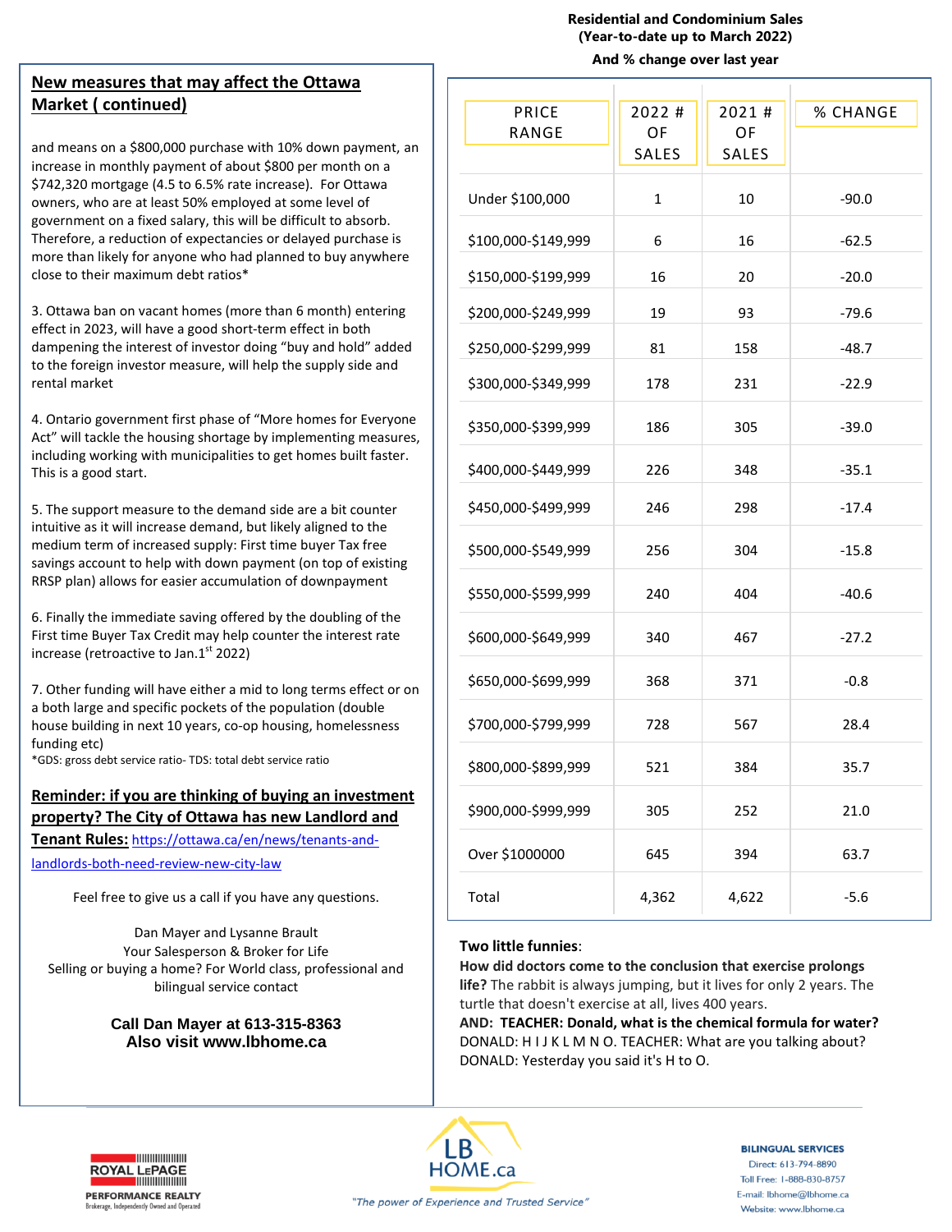## New measures that may affect the Ottawa Market ( continued)

and means on a $800,000 purchase with 10% down payment, an increase in monthly payment of about $800 per month on a $742,320 mortgage (4.5 to 6.5% rate increase). For Ottawa owners, who are at least 50% employed at some level of government on a fixed salary, this will be difficult to absorb. Therefore, a reduction of expectancies or delayed purchase is more than likely for anyone who had planned to buy anywhere close to their maximum debt ratios*

3. Ottawa ban on vacant homes (more than 6 month) entering effect in 2023, will have a good short-term effect in both dampening the interest of investor doing "buy and hold" added to the foreign investor measure, will help the supply side and rental market

4. Ontario government first phase of "More homes for Everyone Act" will tackle the housing shortage by implementing measures, including working with municipalities to get homes built faster. This is a good start.

5. The support measure to the demand side are a bit counter intuitive as it will increase demand, but likely aligned to the medium term of increased supply: First time buyer Tax free savings account to help with down payment (on top of existing RRSP plan) allows for easier accumulation of downpayment

6. Finally the immediate saving offered by the doubling of the First time Buyer Tax Credit may help counter the interest rate increase (retroactive to Jan.1st 2022)

7. Other funding will have either a mid to long terms effect or on a both large and specific pockets of the population (double house building in next 10 years, co-op housing, homelessness funding etc)

*GDS: gross debt service ratio- TDS: total debt service ratio

**Reminder: if you are thinking of buying an investment property? The City of Ottawa has new Landlord and Tenant Rules:** https://ottawa.ca/en/news/tenants-and-landlords-both-need-review-new-city-law

Feel free to give us a call if you have any questions.

Dan Mayer and Lysanne Brault
Your Salesperson & Broker for Life
Selling or buying a home? For World class, professional and bilingual service contact

**Call Dan Mayer at 613-315-8363**
**Also visit www.lbhome.ca**

**Residential and Condominium Sales (Year-to-date up to March 2022)**
**And % change over last year**

| PRICE RANGE | 2022 # OF SALES | 2021 # OF SALES | % CHANGE |
|---|---|---|---|
| Under $100,000 | 1 | 10 | -90.0 |
| $100,000-$149,999 | 6 | 16 | -62.5 |
| $150,000-$199,999 | 16 | 20 | -20.0 |
| $200,000-$249,999 | 19 | 93 | -79.6 |
| $250,000-$299,999 | 81 | 158 | -48.7 |
| $300,000-$349,999 | 178 | 231 | -22.9 |
| $350,000-$399,999 | 186 | 305 | -39.0 |
| $400,000-$449,999 | 226 | 348 | -35.1 |
| $450,000-$499,999 | 246 | 298 | -17.4 |
| $500,000-$549,999 | 256 | 304 | -15.8 |
| $550,000-$599,999 | 240 | 404 | -40.6 |
| $600,000-$649,999 | 340 | 467 | -27.2 |
| $650,000-$699,999 | 368 | 371 | -0.8 |
| $700,000-$799,999 | 728 | 567 | 28.4 |
| $800,000-$899,999 | 521 | 384 | 35.7 |
| $900,000-$999,999 | 305 | 252 | 21.0 |
| Over $1000000 | 645 | 394 | 63.7 |
| Total | 4,362 | 4,622 | -5.6 |

**Two little funnies**:
**How did doctors come to the conclusion that exercise prolongs life?** The rabbit is always jumping, but it lives for only 2 years. The turtle that doesn't exercise at all, lives 400 years.
**AND: TEACHER: Donald, what is the chemical formula for water?** DONALD: H I J K L M N O. TEACHER: What are you talking about? DONALD: Yesterday you said it's H to O.

ROYAL LEPAGE PERFORMANCE REALTY
Brokerage, Independently Owned and Operated

LB HOME.ca
*"The power of Experience and Trusted Service"*

BILINGUAL SERVICES
Direct: 613-794-8890
Toll Free: 1-888-830-8757
E-mail: lbhome@lbhome.ca
Website: www.lbhome.ca